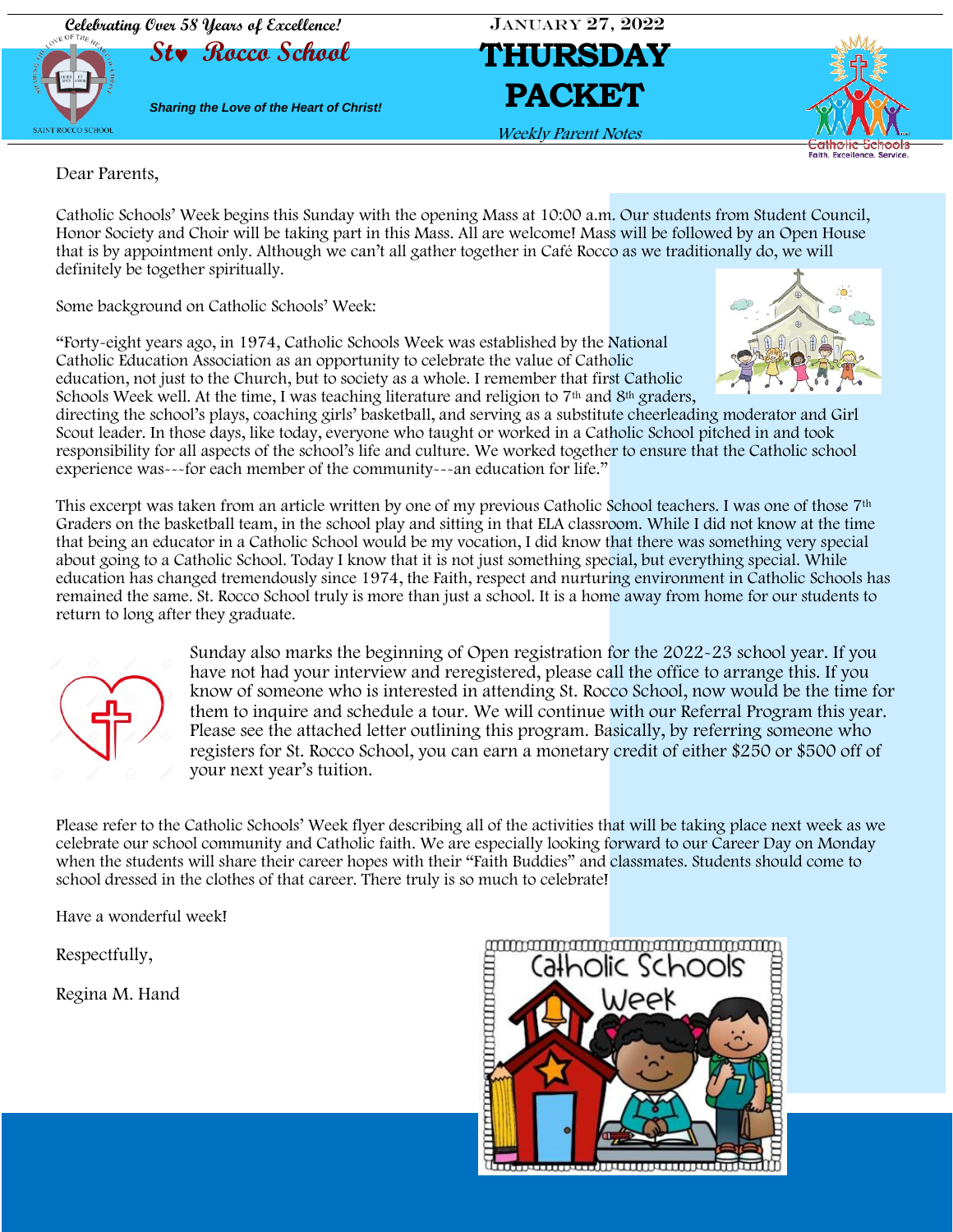Celebrating Over 58 Years of Excellence!

# St. Rocco School

*Sharing the Love of the Heart of Christ!*

JANUARY 27, 2022

# THURSDAY PACKET

*Weekly Parent Notes*

Dear Parents,

Catholic Schools' Week begins this Sunday with the opening Mass at 10:00 a.m. Our students from Student Council, Honor Society and Choir will be taking part in this Mass. All are welcome! Mass will be followed by an Open House that is by appointment only. Although we can't all gather together in Café Rocco as we traditionally do, we will definitely be together spiritually.

Some background on Catholic Schools' Week:

"Forty-eight years ago, in 1974, Catholic Schools Week was established by the National Catholic Education Association as an opportunity to celebrate the value of Catholic education, not just to the Church, but to society as a whole. I remember that first Catholic Schools Week well. At the time, I was teaching literature and religion to 7th and 8th graders, directing the school's plays, coaching girls' basketball, and serving as a substitute cheerleading moderator and Girl Scout leader. In those days, like today, everyone who taught or worked in a Catholic School pitched in and took responsibility for all aspects of the school's life and culture. We worked together to ensure that the Catholic school experience was---for each member of the community---an education for life."

This excerpt was taken from an article written by one of my previous Catholic School teachers. I was one of those 7th Graders on the basketball team, in the school play and sitting in that ELA classroom. While I did not know at the time that being an educator in a Catholic School would be my vocation, I did know that there was something very special about going to a Catholic School. Today I know that it is not just something special, but everything special. While education has changed tremendously since 1974, the Faith, respect and nurturing environment in Catholic Schools has remained the same. St. Rocco School truly is more than just a school. It is a home away from home for our students to return to long after they graduate.

Sunday also marks the beginning of Open registration for the 2022-23 school year. If you have not had your interview and reregistered, please call the office to arrange this. If you know of someone who is interested in attending St. Rocco School, now would be the time for them to inquire and schedule a tour. We will continue with our Referral Program this year. Please see the attached letter outlining this program. Basically, by referring someone who registers for St. Rocco School, you can earn a monetary credit of either $250 or $500 off of your next year's tuition.

Please refer to the Catholic Schools' Week flyer describing all of the activities that will be taking place next week as we celebrate our school community and Catholic faith. We are especially looking forward to our Career Day on Monday when the students will share their career hopes with their "Faith Buddies" and classmates. Students should come to school dressed in the clothes of that career. There truly is so much to celebrate!

Have a wonderful week!

Respectfully,

Regina M. Hand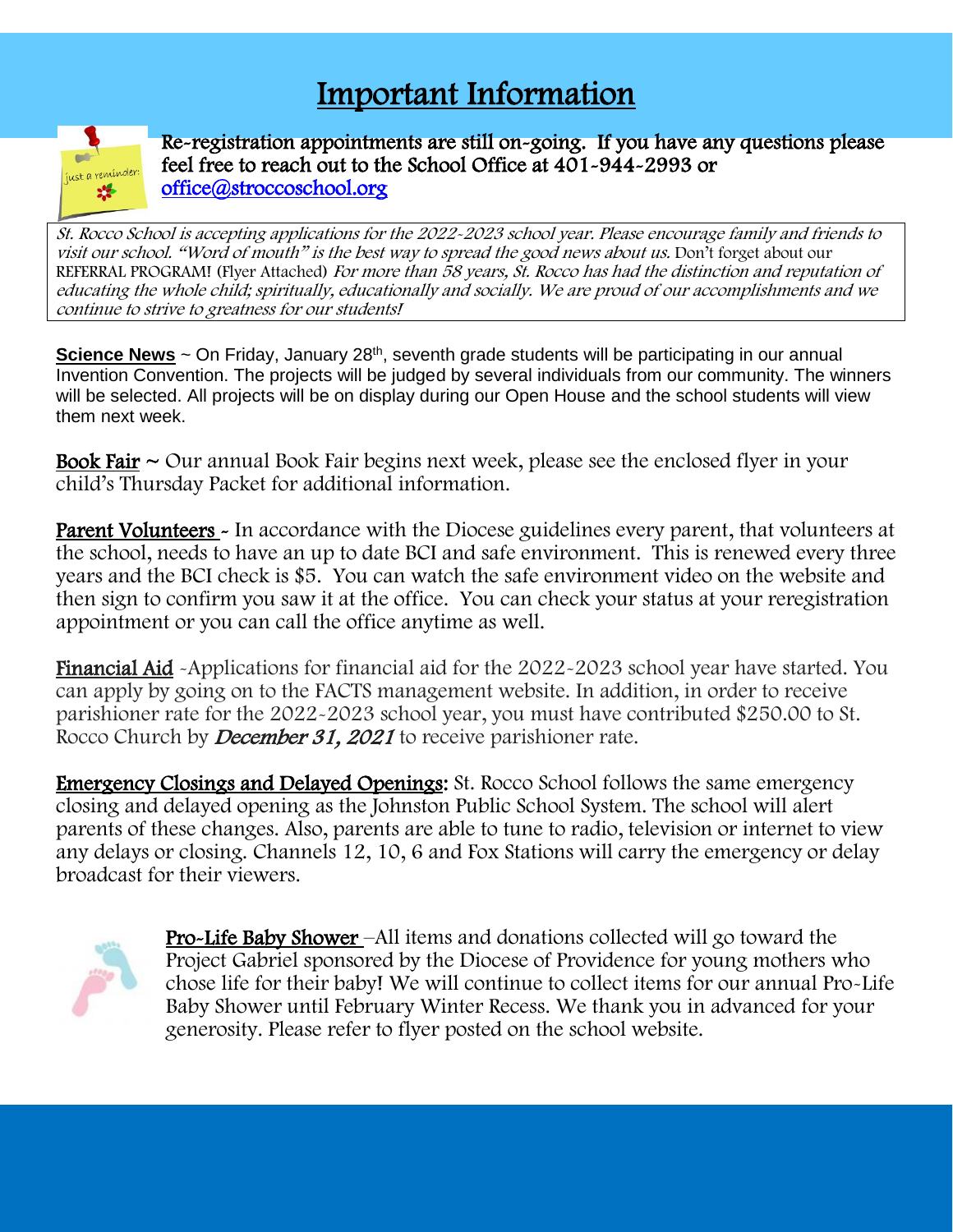# Important Information

Re-registration appointments are still on-going. If you have any questions please feel free to reach out to the School Office at 401-944-2993 or office@stroccoschool.org

*St. Rocco School is accepting applications for the 2022-2023 school year. Please encourage family and friends to visit our school. "Word of mouth" is the best way to spread the good news about us.* Don't forget about our REFERRAL PROGRAM! (Flyer Attached) *For more than 58 years, St. Rocco has had the distinction and reputation of educating the whole child; spiritually, educationally and socially. We are proud of our accomplishments and we continue to strive to greatness for our students!*

**Science News** ~ On Friday, January 28th, seventh grade students will be participating in our annual Invention Convention. The projects will be judged by several individuals from our community. The winners will be selected. All projects will be on display during our Open House and the school students will view them next week.

**Book Fair** ~ Our annual Book Fair begins next week, please see the enclosed flyer in your child's Thursday Packet for additional information.

**Parent Volunteers** - In accordance with the Diocese guidelines every parent, that volunteers at the school, needs to have an up to date BCI and safe environment. This is renewed every three years and the BCI check is $5. You can watch the safe environment video on the website and then sign to confirm you saw it at the office. You can check your status at your reregistration appointment or you can call the office anytime as well.

**Financial Aid** -Applications for financial aid for the 2022-2023 school year have started. You can apply by going on to the FACTS management website. In addition, in order to receive parishioner rate for the 2022-2023 school year, you must have contributed $250.00 to St. Rocco Church by ***December 31, 2021*** to receive parishioner rate.

**Emergency Closings and Delayed Openings:** St. Rocco School follows the same emergency closing and delayed opening as the Johnston Public School System. The school will alert parents of these changes. Also, parents are able to tune to radio, television or internet to view any delays or closing. Channels 12, 10, 6 and Fox Stations will carry the emergency or delay broadcast for their viewers.

**Pro-Life Baby Shower** –All items and donations collected will go toward the Project Gabriel sponsored by the Diocese of Providence for young mothers who chose life for their baby! We will continue to collect items for our annual Pro-Life Baby Shower until February Winter Recess. We thank you in advanced for your generosity. Please refer to flyer posted on the school website.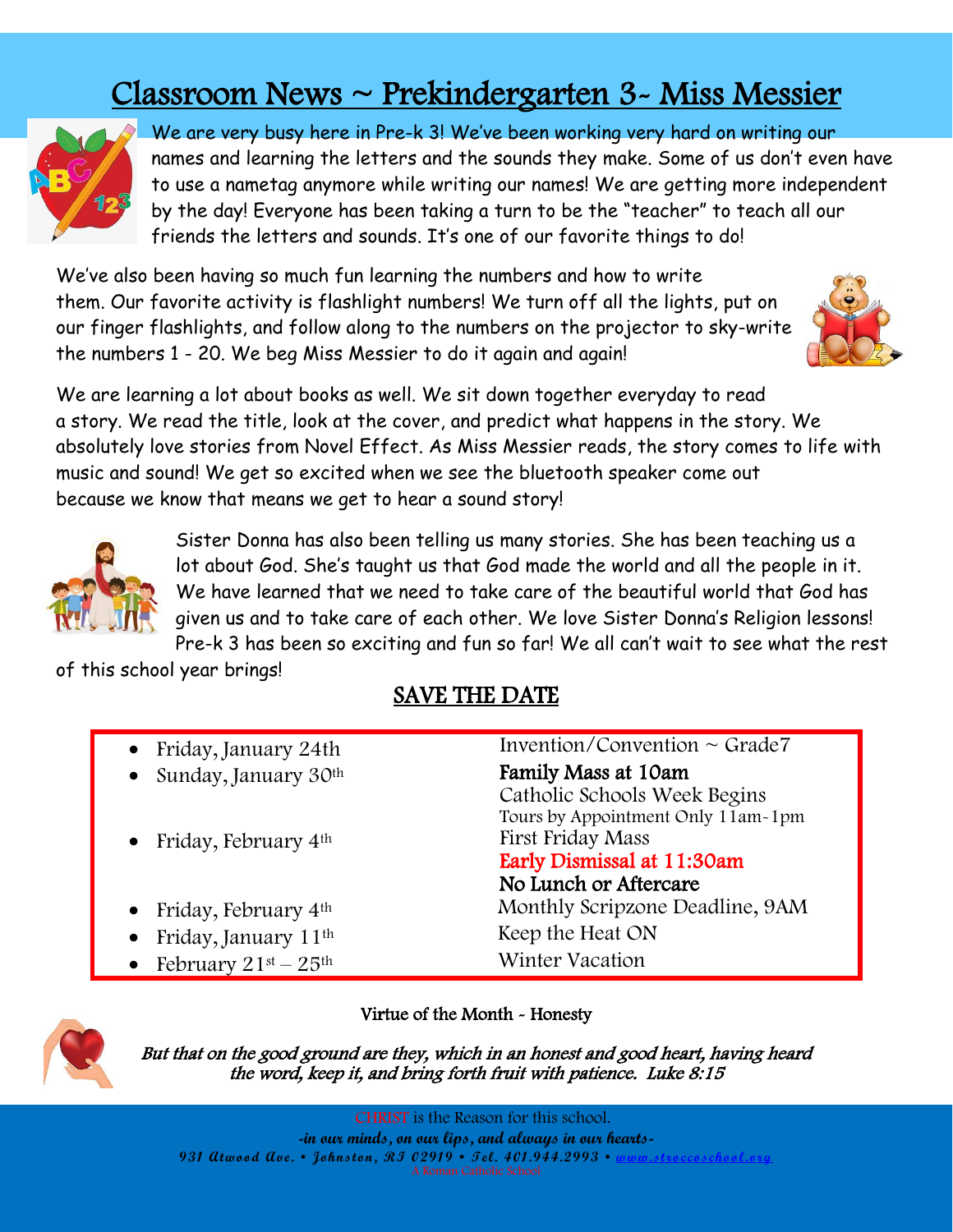# Classroom News ~ Prekindergarten 3- Miss Messier

We are very busy here in Pre-k 3! We've been working very hard on writing our names and learning the letters and the sounds they make. Some of us don't even have to use a nametag anymore while writing our names! We are getting more independent by the day! Everyone has been taking a turn to be the "teacher" to teach all our friends the letters and sounds. It's one of our favorite things to do!

We've also been having so much fun learning the numbers and how to write them. Our favorite activity is flashlight numbers! We turn off all the lights, put on our finger flashlights, and follow along to the numbers on the projector to sky-write the numbers 1 - 20. We beg Miss Messier to do it again and again!

We are learning a lot about books as well. We sit down together everyday to read a story. We read the title, look at the cover, and predict what happens in the story. We absolutely love stories from Novel Effect. As Miss Messier reads, the story comes to life with music and sound! We get so excited when we see the bluetooth speaker come out because we know that means we get to hear a sound story!

Sister Donna has also been telling us many stories. She has been teaching us a lot about God. She's taught us that God made the world and all the people in it. We have learned that we need to take care of the beautiful world that God has given us and to take care of each other. We love Sister Donna's Religion lessons! Pre-k 3 has been so exciting and fun so far! We all can't wait to see what the rest of this school year brings!

## SAVE THE DATE

| | |
|---|---|
| Friday, January 24th | Invention/Convention ~ Grade7 |
| Sunday, January 30th | **Family Mass at 10am**<br>Catholic Schools Week Begins<br>Tours by Appointment Only 11am-1pm |
| Friday, February 4th | First Friday Mass<br>**Early Dismissal at 11:30am**<br>**No Lunch or Aftercare** |
| Friday, February 4th | Monthly Scripzone Deadline, 9AM |
| Friday, January 11th | Keep the Heat ON |
| February 21st – 25th | Winter Vacation |

**Virtue of the Month - Honesty**

*But that on the good ground are they, which in an honest and good heart, having heard the word, keep it, and bring forth fruit with patience. Luke 8:15*

CHRIST is the Reason for this school.

*-in our minds, on our lips, and always in our hearts-*

931 Atwood Ave. • Johnston, RI 02919 • Tel. 401.944.2993 • www.stroccoschool.org

A Roman Catholic School